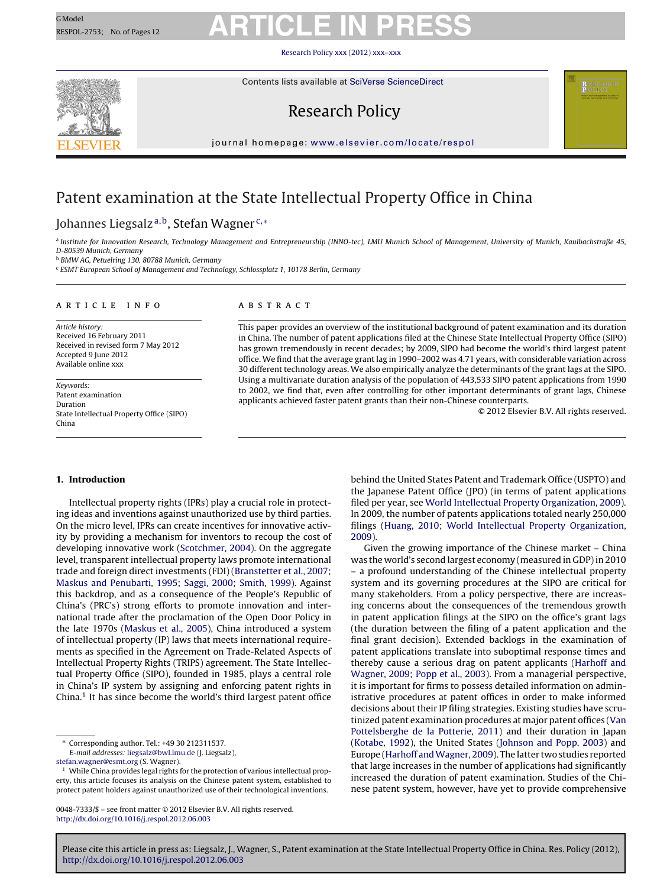# Patent examination at the State Intellectual Property Office in China

Johannes Liegsalz[a,b], Stefan Wagner[c,*]

[a] Institute for Innovation Research, Technology Management and Entrepreneurship (INNO-tec), LMU Munich School of Management, University of Munich, Kaulbachstraße 45, D-80539 Munich, Germany

[b] BMW AG, Petuelring 130, 80788 Munich, Germany

[c] ESMT European School of Management and Technology, Schlossplatz 1, 10178 Berlin, Germany

## ARTICLE INFO

*Article history:*
Received 16 February 2011
Received in revised form 7 May 2012
Accepted 9 June 2012
Available online xxx

*Keywords:*
Patent examination
Duration
State Intellectual Property Office (SIPO)
China

## ABSTRACT

This paper provides an overview of the institutional background of patent examination and its duration in China. The number of patent applications filed at the Chinese State Intellectual Property Office (SIPO) has grown tremendously in recent decades; by 2009, SIPO had become the world's third largest patent office. We find that the average grant lag in 1990–2002 was 4.71 years, with considerable variation across 30 different technology areas. We also empirically analyze the determinants of the grant lags at the SIPO. Using a multivariate duration analysis of the population of 443,533 SIPO patent applications from 1990 to 2002, we find that, even after controlling for other important determinants of grant lags, Chinese applicants achieved faster patent grants than their non-Chinese counterparts.

© 2012 Elsevier B.V. All rights reserved.

## 1. Introduction

Intellectual property rights (IPRs) play a crucial role in protecting ideas and inventions against unauthorized use by third parties. On the micro level, IPRs can create incentives for innovative activity by providing a mechanism for inventors to recoup the cost of developing innovative work (Scotchmer, 2004). On the aggregate level, transparent intellectual property laws promote international trade and foreign direct investments (FDI) (Branstetter et al., 2007; Maskus and Penubarti, 1995; Saggi, 2000; Smith, 1999). Against this backdrop, and as a consequence of the People's Republic of China's (PRC's) strong efforts to promote innovation and international trade after the proclamation of the Open Door Policy in the late 1970s (Maskus et al., 2005), China introduced a system of intellectual property (IP) laws that meets international requirements as specified in the Agreement on Trade-Related Aspects of Intellectual Property Rights (TRIPS) agreement. The State Intellectual Property Office (SIPO), founded in 1985, plays a central role in China's IP system by assigning and enforcing patent rights in China.[1] It has since become the world's third largest patent office behind the United States Patent and Trademark Office (USPTO) and the Japanese Patent Office (JPO) (in terms of patent applications filed per year, see World Intellectual Property Organization, 2009). In 2009, the number of patents applications totaled nearly 250,000 filings (Huang, 2010; World Intellectual Property Organization, 2009).

Given the growing importance of the Chinese market – China was the world's second largest economy (measured in GDP) in 2010 – a profound understanding of the Chinese intellectual property system and its governing procedures at the SIPO are critical for many stakeholders. From a policy perspective, there are increasing concerns about the consequences of the tremendous growth in patent application filings at the SIPO on the office's grant lags (the duration between the filing of a patent application and the final grant decision). Extended backlogs in the examination of patent applications translate into suboptimal response times and thereby cause a serious drag on patent applicants (Harhoff and Wagner, 2009; Popp et al., 2003). From a managerial perspective, it is important for firms to possess detailed information on administrative procedures at patent offices in order to make informed decisions about their IP filing strategies. Existing studies have scrutinized patent examination procedures at major patent offices (Van Pottelsberghe de la Potterie, 2011) and their duration in Japan (Kotabe, 1992), the United States (Johnson and Popp, 2003) and Europe (Harhoff and Wagner, 2009). The latter two studies reported that large increases in the number of applications had significantly increased the duration of patent examination. Studies of the Chinese patent system, however, have yet to provide comprehensive

---

* Corresponding author. Tel.: +49 30 212311537.
*E-mail addresses:* liegsalz@bwl.lmu.de (J. Liegsalz), stefan.wagner@esmt.org (S. Wagner).

[1] While China provides legal rights for the protection of various intellectual property, this article focuses its analysis on the Chinese patent system, established to protect patent holders against unauthorized use of their technological inventions.

0048-7333/$ – see front matter © 2012 Elsevier B.V. All rights reserved.
http://dx.doi.org/10.1016/j.respol.2012.06.003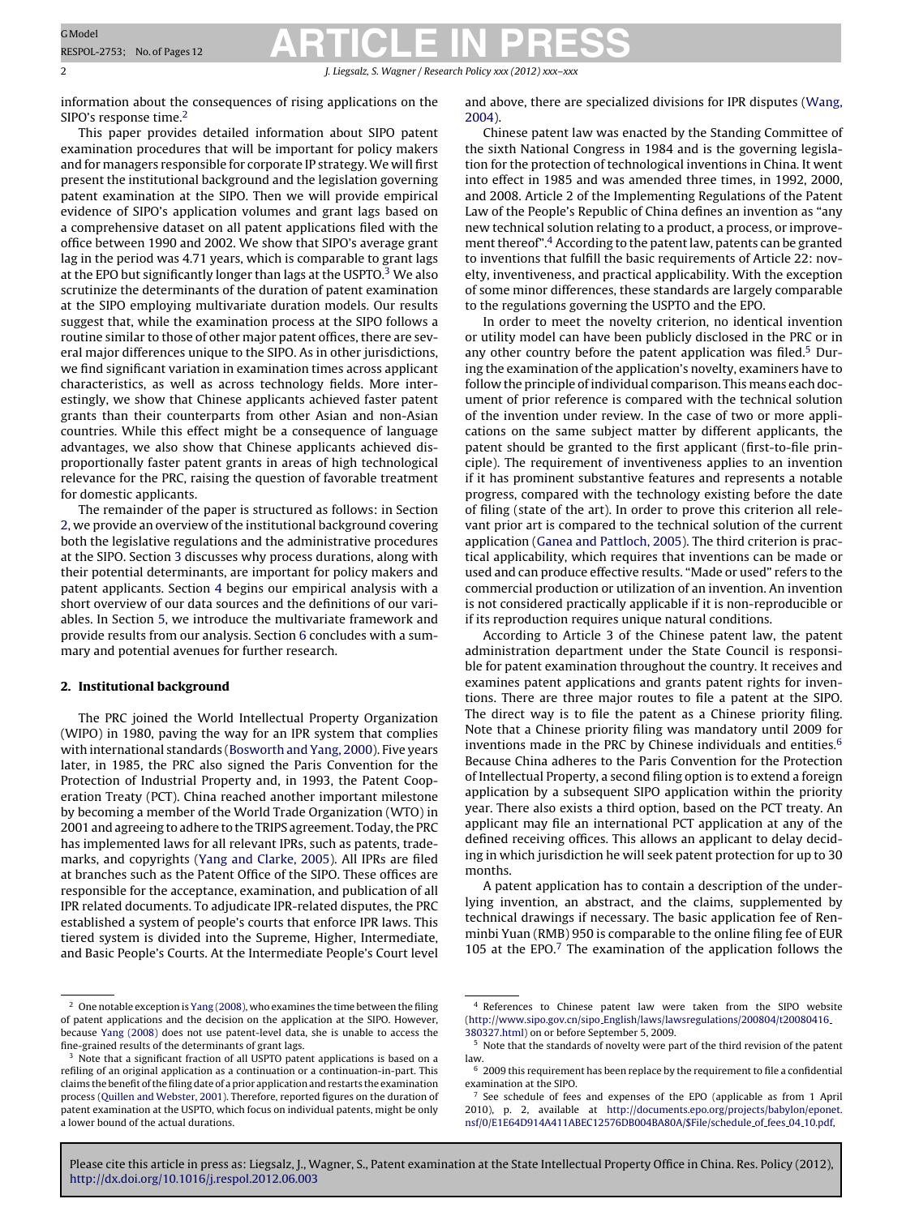information about the consequences of rising applications on the SIPO's response time.[2]

This paper provides detailed information about SIPO patent examination procedures that will be important for policy makers and for managers responsible for corporate IP strategy. We will first present the institutional background and the legislation governing patent examination at the SIPO. Then we will provide empirical evidence of SIPO's application volumes and grant lags based on a comprehensive dataset on all patent applications filed with the office between 1990 and 2002. We show that SIPO's average grant lag in the period was 4.71 years, which is comparable to grant lags at the EPO but significantly longer than lags at the USPTO.[3] We also scrutinize the determinants of the duration of patent examination at the SIPO employing multivariate duration models. Our results suggest that, while the examination process at the SIPO follows a routine similar to those of other major patent offices, there are several major differences unique to the SIPO. As in other jurisdictions, we find significant variation in examination times across applicant characteristics, as well as across technology fields. More interestingly, we show that Chinese applicants achieved faster patent grants than their counterparts from other Asian and non-Asian countries. While this effect might be a consequence of language advantages, we also show that Chinese applicants achieved disproportionally faster patent grants in areas of high technological relevance for the PRC, raising the question of favorable treatment for domestic applicants.

The remainder of the paper is structured as follows: in Section 2, we provide an overview of the institutional background covering both the legislative regulations and the administrative procedures at the SIPO. Section 3 discusses why process durations, along with their potential determinants, are important for policy makers and patent applicants. Section 4 begins our empirical analysis with a short overview of our data sources and the definitions of our variables. In Section 5, we introduce the multivariate framework and provide results from our analysis. Section 6 concludes with a summary and potential avenues for further research.

## 2. Institutional background

The PRC joined the World Intellectual Property Organization (WIPO) in 1980, paving the way for an IPR system that complies with international standards (Bosworth and Yang, 2000). Five years later, in 1985, the PRC also signed the Paris Convention for the Protection of Industrial Property and, in 1993, the Patent Cooperation Treaty (PCT). China reached another important milestone by becoming a member of the World Trade Organization (WTO) in 2001 and agreeing to adhere to the TRIPS agreement. Today, the PRC has implemented laws for all relevant IPRs, such as patents, trademarks, and copyrights (Yang and Clarke, 2005). All IPRs are filed at branches such as the Patent Office of the SIPO. These offices are responsible for the acceptance, examination, and publication of all IPR related documents. To adjudicate IPR-related disputes, the PRC established a system of people's courts that enforce IPR laws. This tiered system is divided into the Supreme, Higher, Intermediate, and Basic People's Courts. At the Intermediate People's Court level and above, there are specialized divisions for IPR disputes (Wang, 2004).

Chinese patent law was enacted by the Standing Committee of the sixth National Congress in 1984 and is the governing legislation for the protection of technological inventions in China. It went into effect in 1985 and was amended three times, in 1992, 2000, and 2008. Article 2 of the Implementing Regulations of the Patent Law of the People's Republic of China defines an invention as "any new technical solution relating to a product, a process, or improvement thereof".[4] According to the patent law, patents can be granted to inventions that fulfill the basic requirements of Article 22: novelty, inventiveness, and practical applicability. With the exception of some minor differences, these standards are largely comparable to the regulations governing the USPTO and the EPO.

In order to meet the novelty criterion, no identical invention or utility model can have been publicly disclosed in the PRC or in any other country before the patent application was filed.[5] During the examination of the application's novelty, examiners have to follow the principle of individual comparison. This means each document of prior reference is compared with the technical solution of the invention under review. In the case of two or more applications on the same subject matter by different applicants, the patent should be granted to the first applicant (first-to-file principle). The requirement of inventiveness applies to an invention if it has prominent substantive features and represents a notable progress, compared with the technology existing before the date of filing (state of the art). In order to prove this criterion all relevant prior art is compared to the technical solution of the current application (Ganea and Pattloch, 2005). The third criterion is practical applicability, which requires that inventions can be made or used and can produce effective results. "Made or used" refers to the commercial production or utilization of an invention. An invention is not considered practically applicable if it is non-reproducible or if its reproduction requires unique natural conditions.

According to Article 3 of the Chinese patent law, the patent administration department under the State Council is responsible for patent examination throughout the country. It receives and examines patent applications and grants patent rights for inventions. There are three major routes to file a patent at the SIPO. The direct way is to file the patent as a Chinese priority filing. Note that a Chinese priority filing was mandatory until 2009 for inventions made in the PRC by Chinese individuals and entities.[6] Because China adheres to the Paris Convention for the Protection of Intellectual Property, a second filing option is to extend a foreign application by a subsequent SIPO application within the priority year. There also exists a third option, based on the PCT treaty. An applicant may file an international PCT application at any of the defined receiving offices. This allows an applicant to delay deciding in which jurisdiction he will seek patent protection for up to 30 months.

A patent application has to contain a description of the underlying invention, an abstract, and the claims, supplemented by technical drawings if necessary. The basic application fee of Renminbi Yuan (RMB) 950 is comparable to the online filing fee of EUR 105 at the EPO.[7] The examination of the application follows the

---

[2] One notable exception is Yang (2008), who examines the time between the filing of patent applications and the decision on the application at the SIPO. However, because Yang (2008) does not use patent-level data, she is unable to access the fine-grained results of the determinants of grant lags.

[3] Note that a significant fraction of all USPTO patent applications is based on a refiling of an original application as a continuation or a continuation-in-part. This claims the benefit of the filing date of a prior application and restarts the examination process (Quillen and Webster, 2001). Therefore, reported figures on the duration of patent examination at the USPTO, which focus on individual patents, might be only a lower bound of the actual durations.

[4] References to Chinese patent law were taken from the SIPO website (http://www.sipo.gov.cn/sipo_English/laws/lawsregulations/200804/t20080416_380327.html) on or before September 5, 2009.

[5] Note that the standards of novelty were part of the third revision of the patent law.

[6] 2009 this requirement has been replace by the requirement to file a confidential examination at the SIPO.

[7] See schedule of fees and expenses of the EPO (applicable as from 1 April 2010), p. 2, available at http://documents.epo.org/projects/babylon/eponet.nsf/0/E1E64D914A411ABEC12576DB004BA80A/$File/schedule_of_fees_04_10.pdf,

Please cite this article in press as: Liegsalz, J., Wagner, S., Patent examination at the State Intellectual Property Office in China. Res. Policy (2012), http://dx.doi.org/10.1016/j.respol.2012.06.003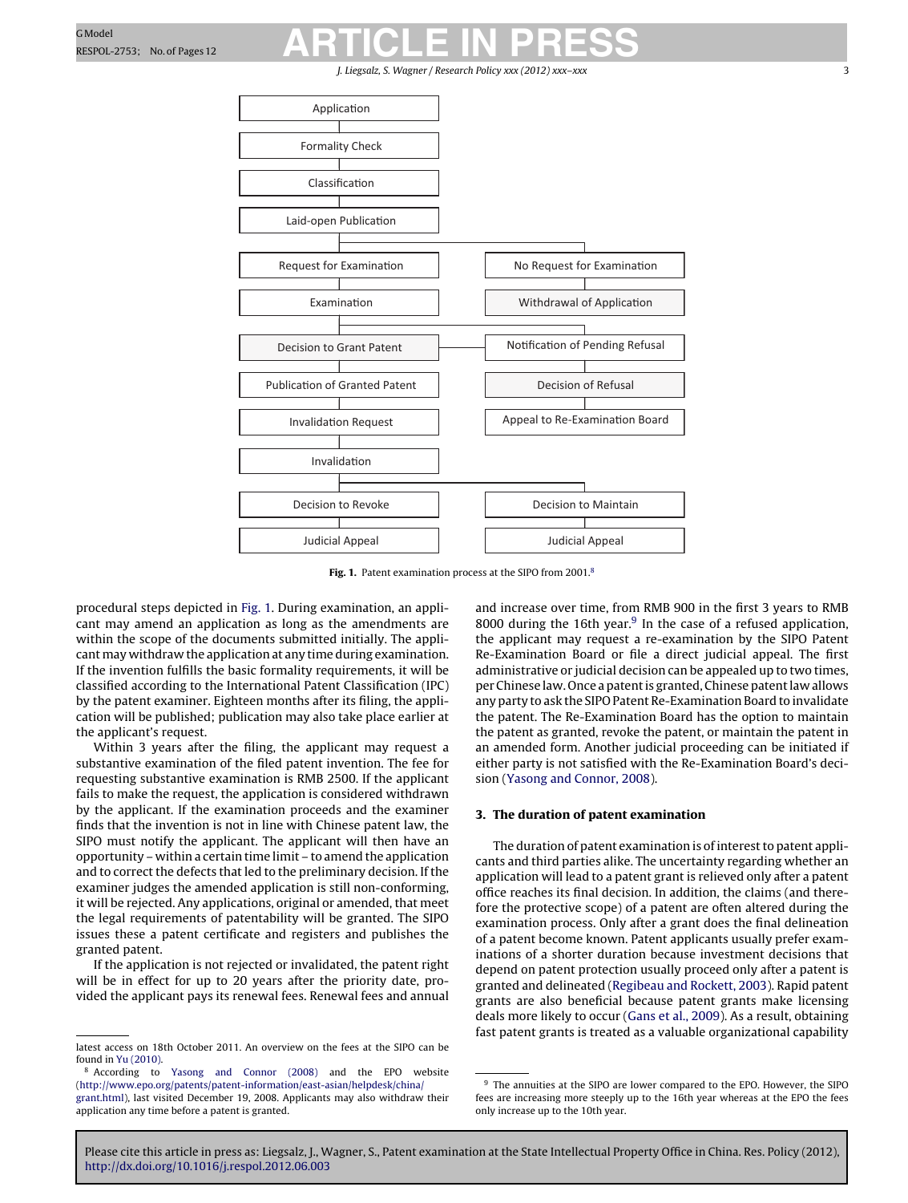Application

Formality Check

Classification

Laid-open Publication

| | |
|---|---|
| Request for Examination | No Request for Examination |
| Examination | Withdrawal of Application |
| Decision to Grant Patent | Notification of Pending Refusal |
| Publication of Granted Patent | Decision of Refusal |
| Invalidation Request | Appeal to Re-Examination Board |
| Invalidation | |
| Decision to Revoke | Decision to Maintain |
| Judicial Appeal | Judicial Appeal |

**Fig. 1.** Patent examination process at the SIPO from 2001.[8]

procedural steps depicted in Fig. 1. During examination, an applicant may amend an application as long as the amendments are within the scope of the documents submitted initially. The applicant may withdraw the application at any time during examination. If the invention fulfills the basic formality requirements, it will be classified according to the International Patent Classification (IPC) by the patent examiner. Eighteen months after its filing, the application will be published; publication may also take place earlier at the applicant's request.

Within 3 years after the filing, the applicant may request a substantive examination of the filed patent invention. The fee for requesting substantive examination is RMB 2500. If the applicant fails to make the request, the application is considered withdrawn by the applicant. If the examination proceeds and the examiner finds that the invention is not in line with Chinese patent law, the SIPO must notify the applicant. The applicant will then have an opportunity – within a certain time limit – to amend the application and to correct the defects that led to the preliminary decision. If the examiner judges the amended application is still non-conforming, it will be rejected. Any applications, original or amended, that meet the legal requirements of patentability will be granted. The SIPO issues these a patent certificate and registers and publishes the granted patent.

If the application is not rejected or invalidated, the patent right will be in effect for up to 20 years after the priority date, provided the applicant pays its renewal fees. Renewal fees and annual and increase over time, from RMB 900 in the first 3 years to RMB 8000 during the 16th year.[9] In the case of a refused application, the applicant may request a re-examination by the SIPO Patent Re-Examination Board or file a direct judicial appeal. The first administrative or judicial decision can be appealed up to two times, per Chinese law. Once a patent is granted, Chinese patent law allows any party to ask the SIPO Patent Re-Examination Board to invalidate the patent. The Re-Examination Board has the option to maintain the patent as granted, revoke the patent, or maintain the patent in an amended form. Another judicial proceeding can be initiated if either party is not satisfied with the Re-Examination Board's decision (Yasong and Connor, 2008).

## 3. The duration of patent examination

The duration of patent examination is of interest to patent applicants and third parties alike. The uncertainty regarding whether an application will lead to a patent grant is relieved only after a patent office reaches its final decision. In addition, the claims (and therefore the protective scope) of a patent are often altered during the examination process. Only after a grant does the final delineation of a patent become known. Patent applicants usually prefer examinations of a shorter duration because investment decisions that depend on patent protection usually proceed only after a patent is granted and delineated (Regibeau and Rockett, 2003). Rapid patent grants are also beneficial because patent grants make licensing deals more likely to occur (Gans et al., 2009). As a result, obtaining fast patent grants is treated as a valuable organizational capability

---

latest access on 18th October 2011. An overview on the fees at the SIPO can be found in Yu (2010).

[8] According to Yasong and Connor (2008) and the EPO website (http://www.epo.org/patents/patent-information/east-asian/helpdesk/china/grant.html), last visited December 19, 2008. Applicants may also withdraw their application any time before a patent is granted.

[9] The annuities at the SIPO are lower compared to the EPO. However, the SIPO fees are increasing more steeply up to the 16th year whereas at the EPO the fees only increase up to the 10th year.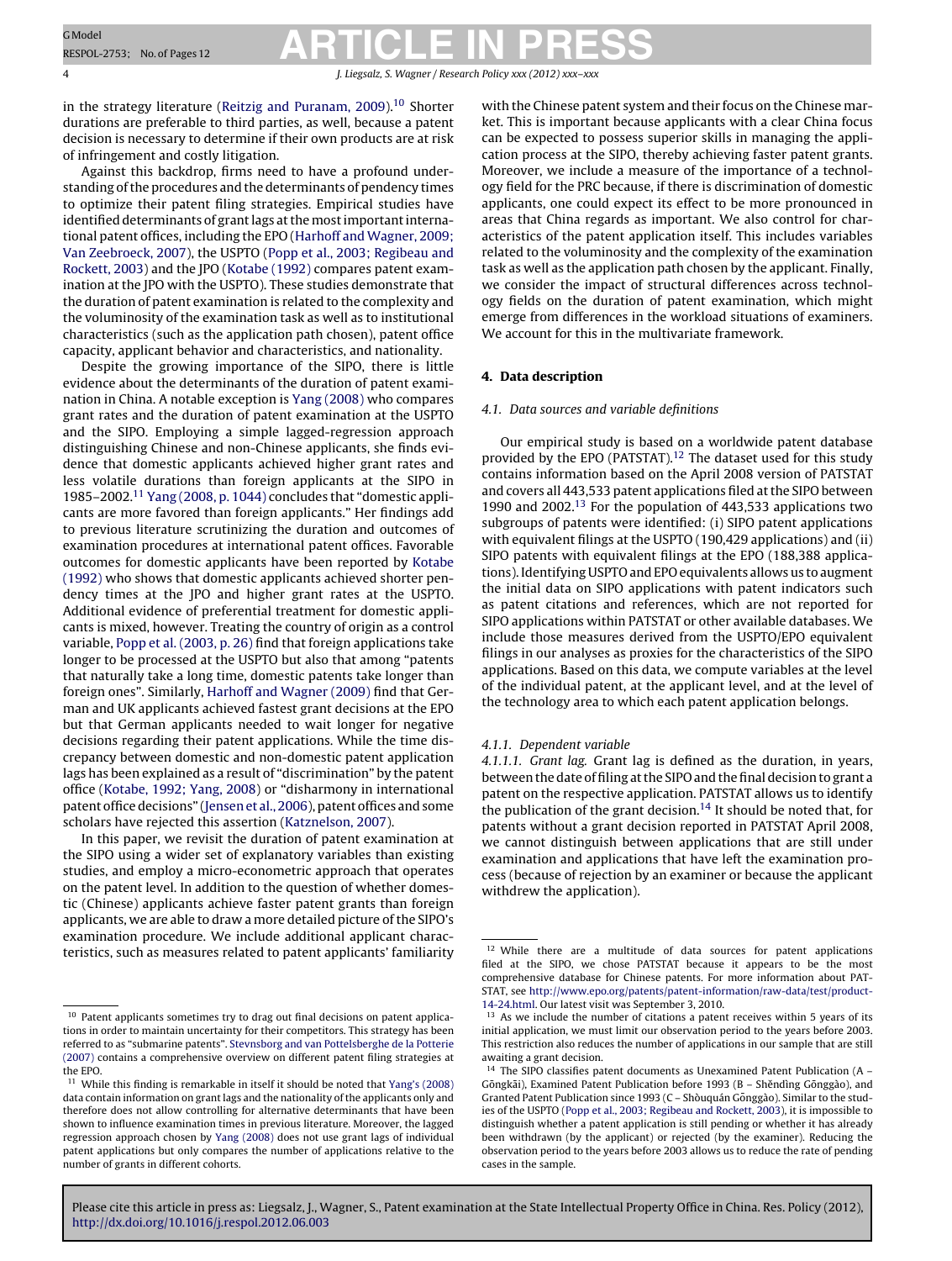in the strategy literature (Reitzig and Puranam, 2009).[10] Shorter durations are preferable to third parties, as well, because a patent decision is necessary to determine if their own products are at risk of infringement and costly litigation.

Against this backdrop, firms need to have a profound understanding of the procedures and the determinants of pendency times to optimize their patent filing strategies. Empirical studies have identified determinants of grant lags at the most important international patent offices, including the EPO (Harhoff and Wagner, 2009; Van Zeebroeck, 2007), the USPTO (Popp et al., 2003; Regibeau and Rockett, 2003) and the JPO (Kotabe (1992) compares patent examination at the JPO with the USPTO). These studies demonstrate that the duration of patent examination is related to the complexity and the voluminosity of the examination task as well as to institutional characteristics (such as the application path chosen), patent office capacity, applicant behavior and characteristics, and nationality.

Despite the growing importance of the SIPO, there is little evidence about the determinants of the duration of patent examination in China. A notable exception is Yang (2008) who compares grant rates and the duration of patent examination at the USPTO and the SIPO. Employing a simple lagged-regression approach distinguishing Chinese and non-Chinese applicants, she finds evidence that domestic applicants achieved higher grant rates and less volatile durations than foreign applicants at the SIPO in 1985–2002.[11] Yang (2008, p. 1044) concludes that "domestic applicants are more favored than foreign applicants." Her findings add to previous literature scrutinizing the duration and outcomes of examination procedures at international patent offices. Favorable outcomes for domestic applicants have been reported by Kotabe (1992) who shows that domestic applicants achieved shorter pendency times at the JPO and higher grant rates at the USPTO. Additional evidence of preferential treatment for domestic applicants is mixed, however. Treating the country of origin as a control variable, Popp et al. (2003, p. 26) find that foreign applications take longer to be processed at the USPTO but also that among "patents that naturally take a long time, domestic patents take longer than foreign ones". Similarly, Harhoff and Wagner (2009) find that German and UK applicants achieved fastest grant decisions at the EPO but that German applicants needed to wait longer for negative decisions regarding their patent applications. While the time discrepancy between domestic and non-domestic patent application lags has been explained as a result of "discrimination" by the patent office (Kotabe, 1992; Yang, 2008) or "disharmony in international patent office decisions" (Jensen et al., 2006), patent offices and some scholars have rejected this assertion (Katznelson, 2007).

In this paper, we revisit the duration of patent examination at the SIPO using a wider set of explanatory variables than existing studies, and employ a micro-econometric approach that operates on the patent level. In addition to the question of whether domestic (Chinese) applicants achieve faster patent grants than foreign applicants, we are able to draw a more detailed picture of the SIPO's examination procedure. We include additional applicant characteristics, such as measures related to patent applicants' familiarity with the Chinese patent system and their focus on the Chinese market. This is important because applicants with a clear China focus can be expected to possess superior skills in managing the application process at the SIPO, thereby achieving faster patent grants. Moreover, we include a measure of the importance of a technology field for the PRC because, if there is discrimination of domestic applicants, one could expect its effect to be more pronounced in areas that China regards as important. We also control for characteristics of the patent application itself. This includes variables related to the voluminosity and the complexity of the examination task as well as the application path chosen by the applicant. Finally, we consider the impact of structural differences across technology fields on the duration of patent examination, which might emerge from differences in the workload situations of examiners. We account for this in the multivariate framework.

## 4. Data description

### 4.1. Data sources and variable definitions

Our empirical study is based on a worldwide patent database provided by the EPO (PATSTAT).[12] The dataset used for this study contains information based on the April 2008 version of PATSTAT and covers all 443,533 patent applications filed at the SIPO between 1990 and 2002.[13] For the population of 443,533 applications two subgroups of patents were identified: (i) SIPO patent applications with equivalent filings at the USPTO (190,429 applications) and (ii) SIPO patents with equivalent filings at the EPO (188,388 applications). Identifying USPTO and EPO equivalents allows us to augment the initial data on SIPO applications with patent indicators such as patent citations and references, which are not reported for SIPO applications within PATSTAT or other available databases. We include those measures derived from the USPTO/EPO equivalent filings in our analyses as proxies for the characteristics of the SIPO applications. Based on this data, we compute variables at the level of the individual patent, at the applicant level, and at the level of the technology area to which each patent application belongs.

#### 4.1.1. Dependent variable

*4.1.1.1. Grant lag.* Grant lag is defined as the duration, in years, between the date of filing at the SIPO and the final decision to grant a patent on the respective application. PATSTAT allows us to identify the publication of the grant decision.[14] It should be noted that, for patents without a grant decision reported in PATSTAT April 2008, we cannot distinguish between applications that are still under examination and applications that have left the examination process (because of rejection by an examiner or because the applicant withdrew the application).

---

[10] Patent applicants sometimes try to drag out final decisions on patent applications in order to maintain uncertainty for their competitors. This strategy has been referred to as "submarine patents". Stevnsborg and van Pottelsberghe de la Potterie (2007) contains a comprehensive overview on different patent filing strategies at the EPO.

[11] While this finding is remarkable in itself it should be noted that Yang's (2008) data contain information on grant lags and the nationality of the applicants only and therefore does not allow controlling for alternative determinants that have been shown to influence examination times in previous literature. Moreover, the lagged regression approach chosen by Yang (2008) does not use grant lags of individual patent applications but only compares the number of applications relative to the number of grants in different cohorts.

[12] While there are a multitude of data sources for patent applications filed at the SIPO, we chose PATSTAT because it appears to be the most comprehensive database for Chinese patents. For more information about PATSTAT, see http://www.epo.org/patents/patent-information/raw-data/test/product-14-24.html. Our latest visit was September 3, 2010.

[13] As we include the number of citations a patent receives within 5 years of its initial application, we must limit our observation period to the years before 2003. This restriction also reduces the number of applications in our sample that are still awaiting a grant decision.

[14] The SIPO classifies patent documents as Unexamined Patent Publication (A – Gōngkāi), Examined Patent Publication before 1993 (B – Shěndìng Gōnggào), and Granted Patent Publication since 1993 (C – Shòuquán Gōnggào), it is impossible to distinguish whether a patent application is still pending or whether it has already been withdrawn (by the applicant) or rejected (by the examiner). Reducing the observation period to the years before 2003 allows us to reduce the rate of pending cases in the sample.

Please cite this article in press as: Liegsalz, J., Wagner, S., Patent examination at the State Intellectual Property Office in China. Res. Policy (2012), http://dx.doi.org/10.1016/j.respol.2012.06.003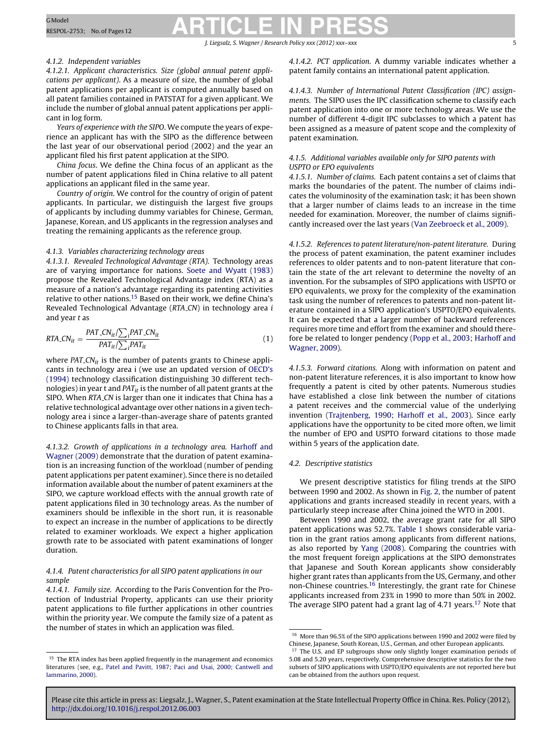#### 4.1.2. Independent variables

*4.1.2.1. Applicant characteristics. Size (global annual patent applications per applicant).* As a measure of size, the number of global patent applications per applicant is computed annually based on all patent families contained in PATSTAT for a given applicant. We include the number of global annual patent applications per applicant in log form.

*Years of experience with the SIPO.* We compute the years of experience an applicant has with the SIPO as the difference between the last year of our observational period (2002) and the year an applicant filed his first patent application at the SIPO.

*China focus.* We define the China focus of an applicant as the number of patent applications filed in China relative to all patent applications an applicant filed in the same year.

*Country of origin.* We control for the country of origin of patent applicants. In particular, we distinguish the largest five groups of applicants by including dummy variables for Chinese, German, Japanese, Korean, and US applicants in the regression analyses and treating the remaining applicants as the reference group.

#### 4.1.3. Variables characterizing technology areas

*4.1.3.1. Revealed Technological Advantage (RTA).* Technology areas are of varying importance for nations. Soete and Wyatt (1983) propose the Revealed Technological Advantage index (RTA) as a measure of a nation's advantage regarding its patenting activities relative to other nations.[15] Based on their work, we define China's Revealed Technological Advantage (*RTA_CN*) in technology area *i* and year *t* as

$$RTA\_CN_{it} = \frac{PAT\_CN_{it}/\sum_i PAT\_CN_{it}}{PAT_{it}/\sum_i PAT_{it}} \quad (1)$$

where $PAT\_CN_{it}$ is the number of patents grants to Chinese applicants in technology area i (we use an updated version of OECD's (1994) technology classification distinguishing 30 different technologies) in year t and $PAT_{it}$ is the number of all patent grants at the SIPO. When *RTA_CN* is larger than one it indicates that China has a relative technological advantage over other nations in a given technology area i since a larger-than-average share of patents granted to Chinese applicants falls in that area.

*4.1.3.2. Growth of applications in a technology area.* Harhoff and Wagner (2009) demonstrate that the duration of patent examination is an increasing function of the workload (number of pending patent applications per patent examiner). Since there is no detailed information available about the number of patent examiners at the SIPO, we capture workload effects with the annual growth rate of patent applications filed in 30 technology areas. As the number of examiners should be inflexible in the short run, it is reasonable to expect an increase in the number of applications to be directly related to examiner workloads. We expect a higher application growth rate to be associated with patent examinations of longer duration.

#### 4.1.4. Patent characteristics for all SIPO patent applications in our sample

*4.1.4.1. Family size.* According to the Paris Convention for the Protection of Industrial Property, applicants can use their priority patent applications to file further applications in other countries within the priority year. We compute the family size of a patent as the number of states in which an application was filed.

*4.1.4.2. PCT application.* A dummy variable indicates whether a patent family contains an international patent application.

*4.1.4.3. Number of International Patent Classification (IPC) assignments.* The SIPO uses the IPC classification scheme to classify each patent application into one or more technology areas. We use the number of different 4-digit IPC subclasses to which a patent has been assigned as a measure of patent scope and the complexity of patent examination.

#### 4.1.5. Additional variables available only for SIPO patents with USPTO or EPO equivalents

*4.1.5.1. Number of claims.* Each patent contains a set of claims that marks the boundaries of the patent. The number of claims indicates the voluminosity of the examination task; it has been shown that a larger number of claims leads to an increase in the time needed for examination. Moreover, the number of claims significantly increased over the last years (Van Zeebroeck et al., 2009).

*4.1.5.2. References to patent literature/non-patent literature.* During the process of patent examination, the patent examiner includes references to older patents and to non-patent literature that contain the state of the art relevant to determine the novelty of an invention. For the subsamples of SIPO applications with USPTO or EPO equivalents, we proxy for the complexity of the examination task using the number of references to patents and non-patent literature contained in a SIPO application's USPTO/EPO equivalents. It can be expected that a larger number of backward references requires more time and effort from the examiner and should therefore be related to longer pendency (Popp et al., 2003; Harhoff and Wagner, 2009).

*4.1.5.3. Forward citations.* Along with information on patent and non-patent literature references, it is also important to know how frequently a patent is cited by other patents. Numerous studies have established a close link between the number of citations a patent receives and the commercial value of the underlying invention (Trajtenberg, 1990; Harhoff et al., 2003). Since early applications have the opportunity to be cited more often, we limit the number of EPO and USPTO forward citations to those made within 5 years of the application date.

### 4.2. Descriptive statistics

We present descriptive statistics for filing trends at the SIPO between 1990 and 2002. As shown in Fig. 2, the number of patent applications and grants increased steadily in recent years, with a particularly steep increase after China joined the WTO in 2001.

Between 1990 and 2002, the average grant rate for all SIPO patent applications was 52.7%. Table 1 shows considerable variation in the grant ratios among applicants from different nations, as also reported by Yang (2008). Comparing the countries with the most frequent foreign applications at the SIPO demonstrates that Japanese and South Korean applicants show considerably higher grant rates than applicants from the US, Germany, and other non-Chinese countries.[16] Interestingly, the grant rate for Chinese applicants increased from 23% in 1990 to more than 50% in 2002. The average SIPO patent had a grant lag of 4.71 years.[17] Note that

---

[15] The RTA index has been applied frequently in the management and economics literatures (see, e.g., Patel and Pavitt, 1987; Paci and Usai, 2000; Cantwell and Iammarino, 2000).

[16] More than 96.5% of the SIPO applications between 1990 and 2002 were filed by Chinese, Japanese, South Korean, U.S., German, and other European applicants.

[17] The U.S. and EP subgroups show only slightly longer examination periods of 5.08 and 5.20 years, respectively. Comprehensive descriptive statistics for the two subsets of SIPO applications with USPTO/EPO equivalents are not reported here but can be obtained from the authors upon request.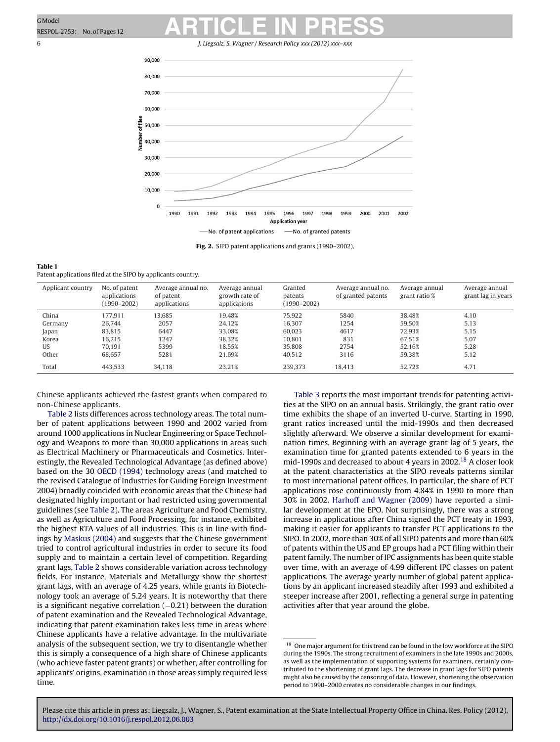Fig. 2. SIPO patent applications and grants (1990–2002).

**Table 1**
Patent applications filed at the SIPO by applicants country.

| Applicant country | No. of patent applications (1990–2002) | Average annual no. of patent applications | Average annual growth rate of applications | Granted patents (1990–2002) | Average annual no. of granted patents | Average annual grant ratio % | Average annual grant lag in years |
|---|---|---|---|---|---|---|---|
| China | 177,911 | 13,685 | 19.48% | 75,922 | 5840 | 38.48% | 4.10 |
| Germany | 26,744 | 2057 | 24.12% | 16,307 | 1254 | 59.50% | 5.13 |
| Japan | 83,815 | 6447 | 33.08% | 60,023 | 4617 | 72.93% | 5.15 |
| Korea | 16,215 | 1247 | 38.32% | 10,801 | 831 | 67.51% | 5.07 |
| US | 70,191 | 5399 | 18.55% | 35,808 | 2754 | 52.16% | 5.28 |
| Other | 68,657 | 5281 | 21.69% | 40,512 | 3116 | 59.38% | 5.12 |
| Total | 443,533 | 34,118 | 23.21% | 239,373 | 18,413 | 52.72% | 4.71 |

Chinese applicants achieved the fastest grants when compared to non-Chinese applicants.

Table 2 lists differences across technology areas. The total number of patent applications between 1990 and 2002 varied from around 1000 applications in Nuclear Engineering or Space Technology and Weapons to more than 30,000 applications in areas such as Electrical Machinery or Pharmaceuticals and Cosmetics. Interestingly, the Revealed Technological Advantage (as defined above) based on the 30 OECD (1994) technology areas (and matched to the revised Catalogue of Industries for Guiding Foreign Investment 2004) broadly coincided with economic areas that the Chinese had designated highly important or had restricted using governmental guidelines (see Table 2). The areas Agriculture and Food Chemistry, as well as Agriculture and Food Processing, for instance, exhibited the highest RTA values of all industries. This is in line with findings by Maskus (2004) and suggests that the Chinese government tried to control agricultural industries in order to secure its food supply and to maintain a certain level of competition. Regarding grant lags, Table 2 shows considerable variation across technology fields. For instance, Materials and Metallurgy show the shortest grant lags, with an average of 4.25 years, while grants in Biotechnology took an average of 5.24 years. It is noteworthy that there is a significant negative correlation (−0.21) between the duration of patent examination and the Revealed Technological Advantage, indicating that patent examination takes less time in areas where Chinese applicants have a relative advantage. In the multivariate analysis of the subsequent section, we try to disentangle whether this is simply a consequence of a high share of Chinese applicants (who achieve faster patent grants) or whether, after controlling for applicants' origins, examination in those areas simply required less time.

Table 3 reports the most important trends for patenting activities at the SIPO on an annual basis. Strikingly, the grant ratio over time exhibits the shape of an inverted U-curve. Starting in 1990, grant ratios increased until the mid-1990s and then decreased slightly afterward. We observe a similar development for examination times. Beginning with an average grant lag of 5 years, the examination time for granted patents extended to 6 years in the mid-1990s and decreased to about 4 years in 2002.[18] A closer look at the patent characteristics at the SIPO reveals patterns similar to most international patent offices. In particular, the share of PCT applications rose continuously from 4.84% in 1990 to more than 30% in 2002. Harhoff and Wagner (2009) have reported a similar development at the EPO. Not surprisingly, there was a strong increase in applications after China signed the PCT treaty in 1993, making it easier for applicants to transfer PCT applications to the SIPO. In 2002, more than 30% of all SIPO patents and more than 60% of patents within the US and EP groups had a PCT filing within their patent family. The number of IPC assignments has been quite stable over time, with an average of 4.99 different IPC classes on patent applications. The average yearly number of global patent applications by an applicant increased steadily after 1993 and exhibited a steeper increase after 2001, reflecting a general surge in patenting activities after that year around the globe.

[18] One major argument for this trend can be found in the low workforce at the SIPO during the 1990s. The strong recruitment of examiners in the late 1990s and 2000s, as well as the implementation of supporting systems for examiners, certainly contributed to the shortening of grant lags. The decrease in grant lags for SIPO patents might also be caused by the censoring of data. However, shortening the observation period to 1990–2000 creates no considerable changes in our findings.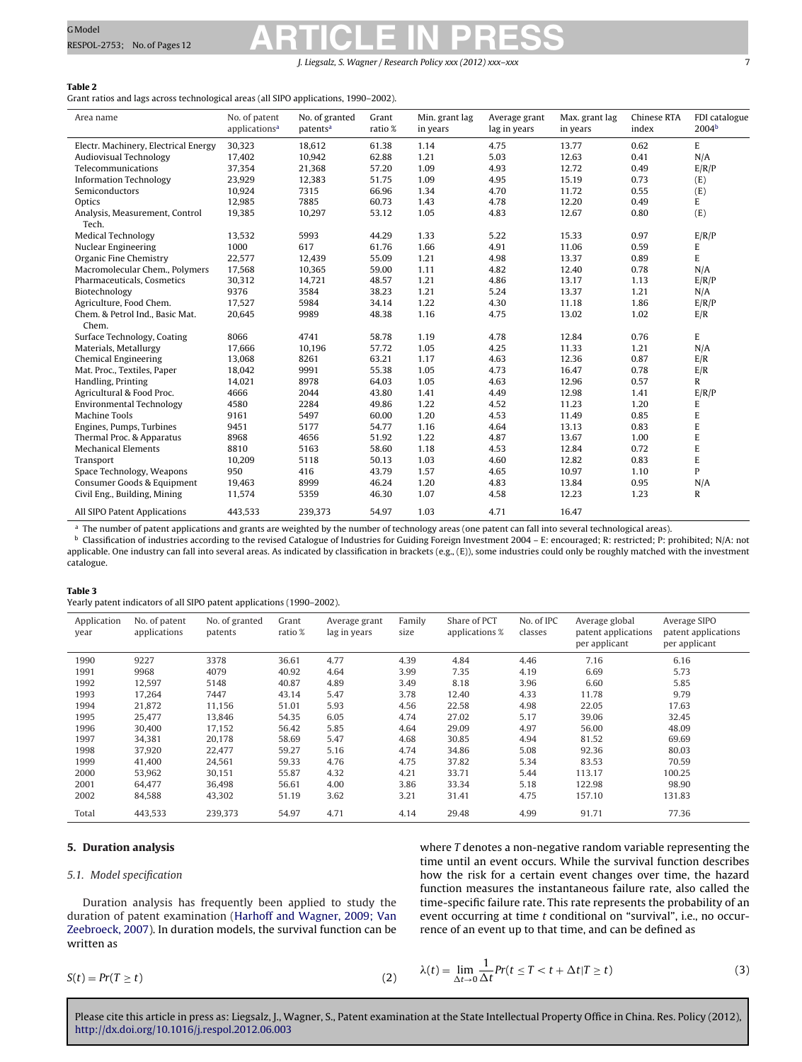**Table 2**
Grant ratios and lags across technological areas (all SIPO applications, 1990–2002).

| Area name | No. of patent applications[a] | No. of granted patents[a] | Grant ratio % | Min. grant lag in years | Average grant lag in years | Max. grant lag in years | Chinese RTA index | FDI catalogue 2004[b] |
|---|---|---|---|---|---|---|---|---|
| Electr. Machinery, Electrical Energy | 30,323 | 18,612 | 61.38 | 1.14 | 4.75 | 13.77 | 0.62 | E |
| Audiovisual Technology | 17,402 | 10,942 | 62.88 | 1.21 | 5.03 | 12.63 | 0.41 | N/A |
| Telecommunications | 37,354 | 21,368 | 57.20 | 1.09 | 4.93 | 12.72 | 0.49 | E/R/P |
| Information Technology | 23,929 | 12,383 | 51.75 | 1.09 | 4.95 | 15.19 | 0.73 | (E) |
| Semiconductors | 10,924 | 7315 | 66.96 | 1.34 | 4.70 | 11.72 | 0.55 | (E) |
| Optics | 12,985 | 7885 | 60.73 | 1.43 | 4.78 | 12.20 | 0.49 | E |
| Analysis, Measurement, Control Tech. | 19,385 | 10,297 | 53.12 | 1.05 | 4.83 | 12.67 | 0.80 | (E) |
| Medical Technology | 13,532 | 5993 | 44.29 | 1.33 | 5.22 | 15.33 | 0.97 | E/R/P |
| Nuclear Engineering | 1000 | 617 | 61.76 | 1.66 | 4.91 | 11.06 | 0.59 | E |
| Organic Fine Chemistry | 22,577 | 12,439 | 55.09 | 1.21 | 4.98 | 13.37 | 0.89 | E |
| Macromolecular Chem., Polymers | 17,568 | 10,365 | 59.00 | 1.11 | 4.82 | 12.40 | 0.78 | N/A |
| Pharmaceuticals, Cosmetics | 30,312 | 14,721 | 48.57 | 1.21 | 4.86 | 13.17 | 1.13 | E/R/P |
| Biotechnology | 9376 | 3584 | 38.23 | 1.21 | 5.24 | 13.37 | 1.21 | N/A |
| Agriculture, Food Chem. | 17,527 | 5984 | 34.14 | 1.22 | 4.30 | 11.18 | 1.86 | E/R/P |
| Chem. & Petrol Ind., Basic Mat. Chem. | 20,645 | 9989 | 48.38 | 1.16 | 4.75 | 13.02 | 1.02 | E/R |
| Surface Technology, Coating | 8066 | 4741 | 58.78 | 1.19 | 4.78 | 12.84 | 0.76 | E |
| Materials, Metallurgy | 17,666 | 10,196 | 57.72 | 1.05 | 4.25 | 11.33 | 1.21 | N/A |
| Chemical Engineering | 13,068 | 8261 | 63.21 | 1.17 | 4.63 | 12.36 | 0.87 | E/R |
| Mat. Proc., Textiles, Paper | 18,042 | 9991 | 55.38 | 1.05 | 4.73 | 16.47 | 0.78 | E/R |
| Handling, Printing | 14,021 | 8978 | 64.03 | 1.05 | 4.63 | 12.96 | 0.57 | R |
| Agricultural & Food Proc. | 4666 | 2044 | 43.80 | 1.41 | 4.49 | 12.98 | 1.41 | E/R/P |
| Environmental Technology | 4580 | 2284 | 49.86 | 1.22 | 4.52 | 11.23 | 1.20 | E |
| Machine Tools | 9161 | 5497 | 60.00 | 1.20 | 4.53 | 11.49 | 0.85 | E |
| Engines, Pumps, Turbines | 9451 | 5177 | 54.77 | 1.16 | 4.64 | 13.13 | 0.83 | E |
| Thermal Proc. & Apparatus | 8968 | 4656 | 51.92 | 1.22 | 4.87 | 13.67 | 1.00 | E |
| Mechanical Elements | 8810 | 5163 | 58.60 | 1.18 | 4.53 | 12.84 | 0.72 | E |
| Transport | 10,209 | 5118 | 50.13 | 1.03 | 4.60 | 12.82 | 0.83 | E |
| Space Technology, Weapons | 950 | 416 | 43.79 | 1.57 | 4.65 | 10.97 | 1.10 | P |
| Consumer Goods & Equipment | 19,463 | 8999 | 46.24 | 1.20 | 4.83 | 13.84 | 0.95 | N/A |
| Civil Eng., Building, Mining | 11,574 | 5359 | 46.30 | 1.07 | 4.58 | 12.23 | 1.23 | R |
| All SIPO Patent Applications | 443,533 | 239,373 | 54.97 | 1.03 | 4.71 | 16.47 | | |

[a] The number of patent applications and grants are weighted by the number of technology areas (one patent can fall into several technological areas).
[b] Classification of industries according to the revised Catalogue of Industries for Guiding Foreign Investment 2004 – E: encouraged; R: restricted; P: prohibited; N/A: not applicable. One industry can fall into several areas. As indicated by classification in brackets (e.g., (E)), some industries could only be roughly matched with the investment catalogue.

**Table 3**
Yearly patent indicators of all SIPO patent applications (1990–2002).

| Application year | No. of patent applications | No. of granted patents | Grant ratio % | Average grant lag in years | Family size | Share of PCT applications % | No. of IPC classes | Average global patent applications per applicant | Average SIPO patent applications per applicant |
|---|---|---|---|---|---|---|---|---|---|
| 1990 | 9227 | 3378 | 36.61 | 4.77 | 4.39 | 4.84 | 4.46 | 7.16 | 6.16 |
| 1991 | 9968 | 4079 | 40.92 | 4.64 | 3.99 | 7.35 | 4.19 | 6.69 | 5.73 |
| 1992 | 12,597 | 5148 | 40.87 | 4.89 | 3.49 | 8.18 | 3.96 | 6.60 | 5.85 |
| 1993 | 17,264 | 7447 | 43.14 | 5.47 | 3.78 | 12.40 | 4.33 | 11.78 | 9.79 |
| 1994 | 21,872 | 11,156 | 51.01 | 5.93 | 4.56 | 22.58 | 4.98 | 22.05 | 17.63 |
| 1995 | 25,477 | 13,846 | 54.35 | 6.05 | 4.74 | 27.02 | 5.17 | 39.06 | 32.45 |
| 1996 | 30,400 | 17,152 | 56.42 | 5.85 | 4.64 | 29.09 | 4.97 | 56.00 | 48.09 |
| 1997 | 34,381 | 20,178 | 58.69 | 5.47 | 4.68 | 30.85 | 4.94 | 81.52 | 69.69 |
| 1998 | 37,920 | 22,477 | 59.27 | 5.16 | 4.74 | 34.86 | 5.08 | 92.36 | 80.03 |
| 1999 | 41,400 | 24,561 | 59.33 | 4.76 | 4.75 | 37.82 | 5.34 | 83.53 | 70.59 |
| 2000 | 53,962 | 30,151 | 55.87 | 4.32 | 4.21 | 33.71 | 5.44 | 113.17 | 100.25 |
| 2001 | 64,477 | 36,498 | 56.61 | 4.00 | 3.86 | 33.34 | 5.18 | 122.98 | 98.90 |
| 2002 | 84,588 | 43,302 | 51.19 | 3.62 | 3.21 | 31.41 | 4.75 | 157.10 | 131.83 |
| Total | 443,533 | 239,373 | 54.97 | 4.71 | 4.14 | 29.48 | 4.99 | 91.71 | 77.36 |

## 5. Duration analysis

### 5.1. Model specification

Duration analysis has frequently been applied to study the duration of patent examination (Harhoff and Wagner, 2009; Van Zeebroeck, 2007). In duration models, the survival function can be written as

$$S(t) = Pr(T \geq t) \tag{2}$$

where $T$ denotes a non-negative random variable representing the time until an event occurs. While the survival function describes how the risk for a certain event changes over time, the hazard function measures the instantaneous failure rate, also called the time-specific failure rate. This rate represents the probability of an event occurring at time $t$ conditional on "survival", i.e., no occurrence of an event up to that time, and can be defined as

$$\lambda(t) = \lim_{\Delta t \to 0} \frac{1}{\Delta t} Pr(t \leq T < t + \Delta t | T \geq t) \tag{3}$$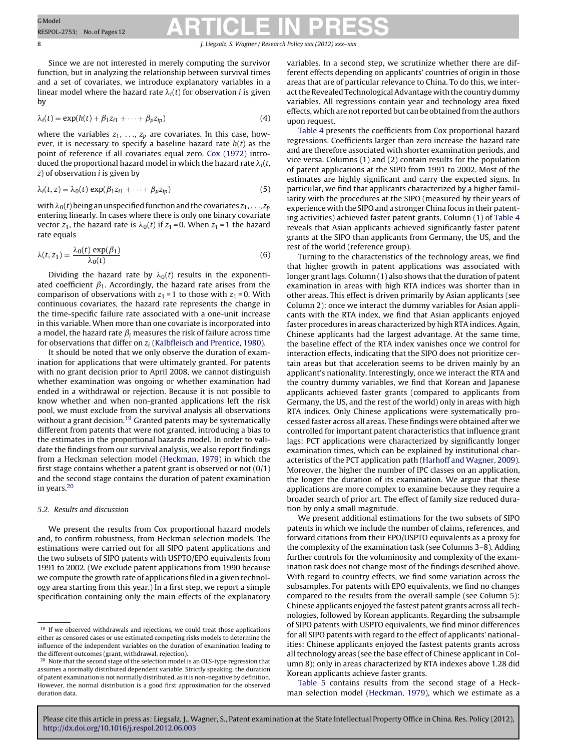Since we are not interested in merely computing the survivor function, but in analyzing the relationship between survival times and a set of covariates, we introduce explanatory variables in a linear model where the hazard rate $\lambda_i(t)$ for observation $i$ is given by

$$\lambda_i(t) = \exp(h(t) + \beta_1 z_{i1} + \cdots + \beta_p z_{ip}) \tag{4}$$

where the variables $z_1, \ldots, z_p$ are covariates. In this case, however, it is necessary to specify a baseline hazard rate $h(t)$ as the point of reference if all covariates equal zero. Cox (1972) introduced the proportional hazard model in which the hazard rate $\lambda_i(t, z)$ of observation $i$ is given by

$$\lambda_i(t, z) = \lambda_0(t) \exp(\beta_1 z_{i1} + \cdots + \beta_p z_{ip}) \tag{5}$$

with $\lambda_0(t)$ being an unspecified function and the covariates $z_1, \ldots, z_p$ entering linearly. In cases where there is only one binary covariate vector $z_1$, the hazard rate is $\lambda_0(t)$ if $z_1 = 0$. When $z_1 = 1$ the hazard rate equals

$$\lambda(t, z_1) = \frac{\lambda_0(t) \exp(\beta_1)}{\lambda_0(t)} \tag{6}$$

Dividing the hazard rate by $\lambda_0(t)$ results in the exponentiated coefficient $\beta_1$. Accordingly, the hazard rate arises from the comparison of observations with $z_1 = 1$ to those with $z_1 = 0$. With continuous covariates, the hazard rate represents the change in the time-specific failure rate associated with a one-unit increase in this variable. When more than one covariate is incorporated into a model, the hazard rate $\beta_i$ measures the risk of failure across time for observations that differ on $z_i$ (Kalbfleisch and Prentice, 1980).

It should be noted that we only observe the duration of examination for applications that were ultimately granted. For patents with no grant decision prior to April 2008, we cannot distinguish whether examination was ongoing or whether examination had ended in a withdrawal or rejection. Because it is not possible to know whether and when non-granted applications left the risk pool, we must exclude from the survival analysis all observations without a grant decision.[19] Granted patents may be systematically different from patents that were not granted, introducing a bias to the estimates in the proportional hazards model. In order to validate the findings from our survival analysis, we also report findings from a Heckman selection model (Heckman, 1979) in which the first stage contains whether a patent grant is observed or not (0/1) and the second stage contains the duration of patent examination in years.[20]

### 5.2. Results and discussion

We present the results from Cox proportional hazard models and, to confirm robustness, from Heckman selection models. The estimations were carried out for all SIPO patent applications and the two subsets of SIPO patents with USPTO/EPO equivalents from 1991 to 2002. (We exclude patent applications from 1990 because we compute the growth rate of applications filed in a given technology area starting from this year.) In a first step, we report a simple specification containing only the main effects of the explanatory variables. In a second step, we scrutinize whether there are different effects depending on applicants' countries of origin in those areas that are of particular relevance to China. To do this, we interact the Revealed Technological Advantage with the country dummy variables. All regressions contain year and technology area fixed effects, which are not reported but can be obtained from the authors upon request.

Table 4 presents the coefficients from Cox proportional hazard regressions. Coefficients larger than zero increase the hazard rate and are therefore associated with shorter examination periods, and vice versa. Columns (1) and (2) contain results for the population of patent applications at the SIPO from 1991 to 2002. Most of the estimates are highly significant and carry the expected signs. In particular, we find that applicants characterized by a higher familiarity with the procedures at the SIPO (measured by their years of experience with the SIPO and a stronger China focus in their patenting activities) achieved faster patent grants. Column (1) of Table 4 reveals that Asian applicants achieved significantly faster patent grants at the SIPO than applicants from Germany, the US, and the rest of the world (reference group).

Turning to the characteristics of the technology areas, we find that higher growth in patent applications was associated with longer grant lags. Column (1) also shows that the duration of patent examination in areas with high RTA indices was shorter than in other areas. This effect is driven primarily by Asian applicants (see Column 2): once we interact the dummy variables for Asian applicants with the RTA index, we find that Asian applicants enjoyed faster procedures in areas characterized by high RTA indices. Again, Chinese applicants had the largest advantage. At the same time, the baseline effect of the RTA index vanishes once we control for interaction effects, indicating that the SIPO does not prioritize certain areas but that acceleration seems to be driven mainly by an applicant's nationality. Interestingly, once we interact the RTA and the country dummy variables, we find that Korean and Japanese applicants achieved faster grants (compared to applicants from Germany, the US and the rest of the world) only in areas with high RTA indices. Only Chinese applications were systematically processed faster across all areas. These findings were obtained after we controlled for important patent characteristics that influence grant lags: PCT applications were characterized by significantly longer examination times, which can be explained by institutional characteristics of the PCT application path (Harhoff and Wagner, 2009). Moreover, the higher the number of IPC classes on an application, the longer the duration of its examination. We argue that these applications are more complex to examine because they require a broader search of prior art. The effect of family size reduced duration by only a small magnitude.

We present additional estimations for the two subsets of SIPO patents in which we include the number of claims, references, and forward citations from their EPO/USPTO equivalents as a proxy for the complexity of the examination task (see Columns 3–8). Adding further controls for the voluminosity and complexity of the examination task does not change most of the findings described above. With regard to country effects, we find some variation across the subsamples. For patents with EPO equivalents, we find no changes compared to the results from the overall sample (see Column 5): Chinese applicants enjoyed the fastest patent grants across all technologies, followed by Korean applicants. Regarding the subsample of SIPO patents with USPTO equivalents, we find minor differences for all SIPO patents with regard to the effect of applicants' nationalities: Chinese applicants enjoyed the fastest patents grants across all technology areas (see the base effect of Chinese applicant in Column 8); only in areas characterized by RTA indexes above 1.28 did Korean applicants achieve faster grants.

Table 5 contains results from the second stage of a Heckman selection model (Heckman, 1979), which we estimate as a

---

[19] If we observed withdrawals and rejections, we could treat those applications either as censored cases or use estimated competing risks models to determine the influence of the independent variables on the duration of examination leading to the different outcomes (grant, withdrawal, rejection).

[20] Note that the second stage of the selection model is an OLS-type regression that assumes a normally distributed dependent variable. Strictly speaking, the duration of patent examination is not normally distributed, as it is non-negative by definition. However, the normal distribution is a good first approximation for the observed duration data.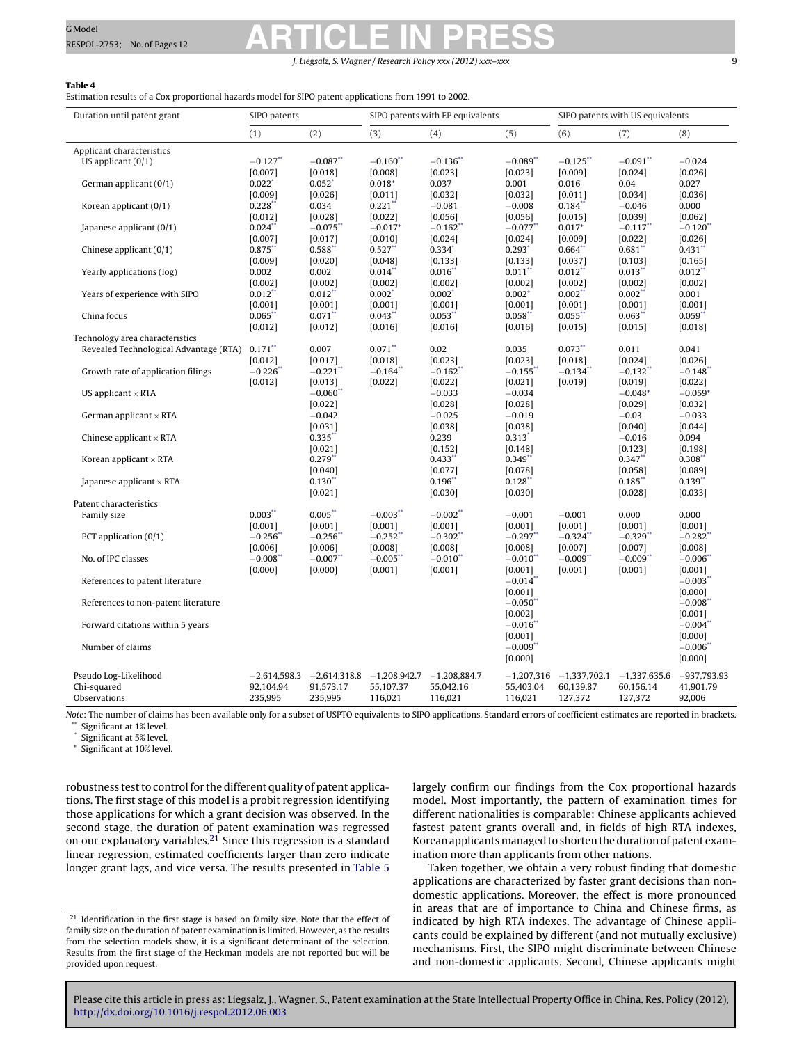**Table 4**
Estimation results of a Cox proportional hazards model for SIPO patent applications from 1991 to 2002.

| Duration until patent grant | SIPO patents | | SIPO patents with EP equivalents | | | SIPO patents with US equivalents | | |
|---|---|---|---|---|---|---|---|---|
| | (1) | (2) | (3) | (4) | (5) | (6) | (7) | (8) |
| *Applicant characteristics* | | | | | | | | |
| US applicant (0/1) | −0.127** | −0.087** | −0.160** | −0.136** | −0.089** | −0.125** | −0.091** | −0.024 |
| | [0.007] | [0.018] | [0.008] | [0.023] | [0.023] | [0.009] | [0.024] | [0.026] |
| German applicant (0/1) | 0.022* | 0.052* | 0.018+ | 0.037 | 0.001 | 0.016 | 0.04 | 0.027 |
| | [0.009] | [0.026] | [0.011] | [0.032] | [0.032] | [0.011] | [0.034] | [0.036] |
| Korean applicant (0/1) | 0.228** | 0.034 | 0.221** | −0.081 | −0.008 | 0.184** | −0.046 | 0.000 |
| | [0.012] | [0.028] | [0.022] | [0.056] | [0.056] | [0.015] | [0.039] | [0.062] |
| Japanese applicant (0/1) | 0.024** | −0.075** | −0.017+ | −0.162** | −0.077** | 0.017+ | −0.117** | −0.120** |
| | [0.007] | [0.017] | [0.010] | [0.024] | [0.024] | [0.009] | [0.022] | [0.026] |
| Chinese applicant (0/1) | 0.875** | 0.588** | 0.527** | 0.334* | 0.293* | 0.664** | 0.681** | 0.431** |
| | [0.009] | [0.020] | [0.048] | [0.133] | [0.133] | [0.037] | [0.103] | [0.165] |
| Yearly applications (log) | 0.002 | 0.002 | 0.014** | 0.016** | 0.011** | 0.012** | 0.013** | 0.012** |
| | [0.002] | [0.002] | [0.002] | [0.002] | [0.002] | [0.002] | [0.002] | [0.002] |
| Years of experience with SIPO | 0.012** | 0.012** | 0.002* | 0.002* | 0.002* | 0.002** | 0.002** | 0.001 |
| | [0.001] | [0.001] | [0.001] | [0.001] | [0.001] | [0.001] | [0.001] | [0.001] |
| China focus | 0.065** | 0.071** | 0.043** | 0.053** | 0.058** | 0.055** | 0.063** | 0.059** |
| | [0.012] | [0.012] | [0.016] | [0.016] | [0.016] | [0.015] | [0.015] | [0.018] |
| *Technology area characteristics* | | | | | | | | |
| Revealed Technological Advantage (RTA) | 0.171** | 0.007 | 0.071** | 0.02 | 0.035 | 0.073** | 0.011 | 0.041 |
| | [0.012] | [0.017] | [0.018] | [0.023] | [0.023] | [0.018] | [0.024] | [0.026] |
| Growth rate of application filings | −0.226** | −0.221** | −0.164** | −0.162** | −0.155** | −0.134** | −0.132** | −0.148** |
| | [0.012] | [0.013] | [0.022] | [0.022] | [0.021] | [0.019] | [0.019] | [0.022] |
| US applicant × RTA | | −0.060** | | −0.033 | −0.034 | | −0.048+ | −0.059+ |
| | | [0.022] | | [0.028] | [0.028] | | [0.029] | [0.032] |
| German applicant × RTA | | −0.042 | | −0.025 | −0.019 | | −0.03 | −0.033 |
| | | [0.031] | | [0.038] | [0.038] | | [0.040] | [0.044] |
| Chinese applicant × RTA | | 0.335** | | 0.239 | 0.313* | | −0.016 | 0.094 |
| | | [0.021] | | [0.152] | [0.148] | | [0.123] | [0.198] |
| Korean applicant × RTA | | 0.279** | | 0.433** | 0.349** | | 0.347** | 0.308** |
| | | [0.040] | | [0.077] | [0.078] | | [0.058] | [0.089] |
| Japanese applicant × RTA | | 0.130** | | 0.196** | 0.128** | | 0.185** | 0.139** |
| | | [0.021] | | [0.030] | [0.030] | | [0.028] | [0.033] |
| *Patent characteristics* | | | | | | | | |
| Family size | 0.003** | 0.005** | −0.003** | −0.002** | −0.001 | −0.001 | 0.000 | 0.000 |
| | [0.001] | [0.001] | [0.001] | [0.001] | [0.001] | [0.001] | [0.001] | [0.001] |
| PCT application (0/1) | −0.256** | −0.256** | −0.252** | −0.302** | −0.297** | −0.324** | −0.329** | −0.282** |
| | [0.006] | [0.006] | [0.008] | [0.008] | [0.008] | [0.007] | [0.007] | [0.008] |
| No. of IPC classes | −0.008** | −0.007** | −0.005** | −0.010** | −0.010** | −0.009** | −0.009** | −0.006** |
| | [0.000] | [0.000] | [0.001] | [0.001] | [0.001] | [0.001] | [0.001] | [0.001] |
| References to patent literature | | | | | −0.014** | | | −0.003** |
| | | | | | [0.001] | | | [0.000] |
| References to non-patent literature | | | | | −0.050** | | | −0.008** |
| | | | | | [0.002] | | | [0.001] |
| Forward citations within 5 years | | | | | −0.016** | | | −0.004** |
| | | | | | [0.001] | | | [0.000] |
| Number of claims | | | | | −0.009** | | | −0.006** |
| | | | | | [0.000] | | | [0.000] |
| Pseudo Log-Likelihood | −2,614,598.3 | −2,614,318.8 | −1,208,942.7 | −1,208,884.7 | −1,207,316 | −1,337,702.1 | −1,337,635.6 | −937,793.93 |
| Chi-squared | 92,104.94 | 91,573.17 | 55,107.37 | 55,042.16 | 55,403.04 | 60,139.87 | 60,156.14 | 41,901.79 |
| Observations | 235,995 | 235,995 | 116,021 | 116,021 | 116,021 | 127,372 | 127,372 | 92,006 |

*Note*: The number of claims has been available only for a subset of USPTO equivalents to SIPO applications. Standard errors of coefficient estimates are reported in brackets.
** Significant at 1% level.
* Significant at 5% level.
+ Significant at 10% level.

robustness test to control for the different quality of patent applications. The first stage of this model is a probit regression identifying those applications for which a grant decision was observed. In the second stage, the duration of patent examination was regressed on our explanatory variables.[21] Since this regression is a standard linear regression, estimated coefficients larger than zero indicate longer grant lags, and vice versa. The results presented in Table 5 largely confirm our findings from the Cox proportional hazards model. Most importantly, the pattern of examination times for different nationalities is comparable: Chinese applicants achieved fastest patent grants overall and, in fields of high RTA indexes, Korean applicants managed to shorten the duration of patent examination more than applicants from other nations.

Taken together, we obtain a very robust finding that domestic applications are characterized by faster grant decisions than non-domestic applications. Moreover, the effect is more pronounced in areas that are of importance to China and Chinese firms, as indicated by high RTA indexes. The advantage of Chinese applicants could be explained by different (and not mutually exclusive) mechanisms. First, the SIPO might discriminate between Chinese and non-domestic applicants. Second, Chinese applicants might

[21] Identification in the first stage is based on family size. Note that the effect of family size on the duration of patent examination is limited. However, as the results from the selection models show, it is a significant determinant of the selection. Results from the first stage of the Heckman models are not reported but will be provided upon request.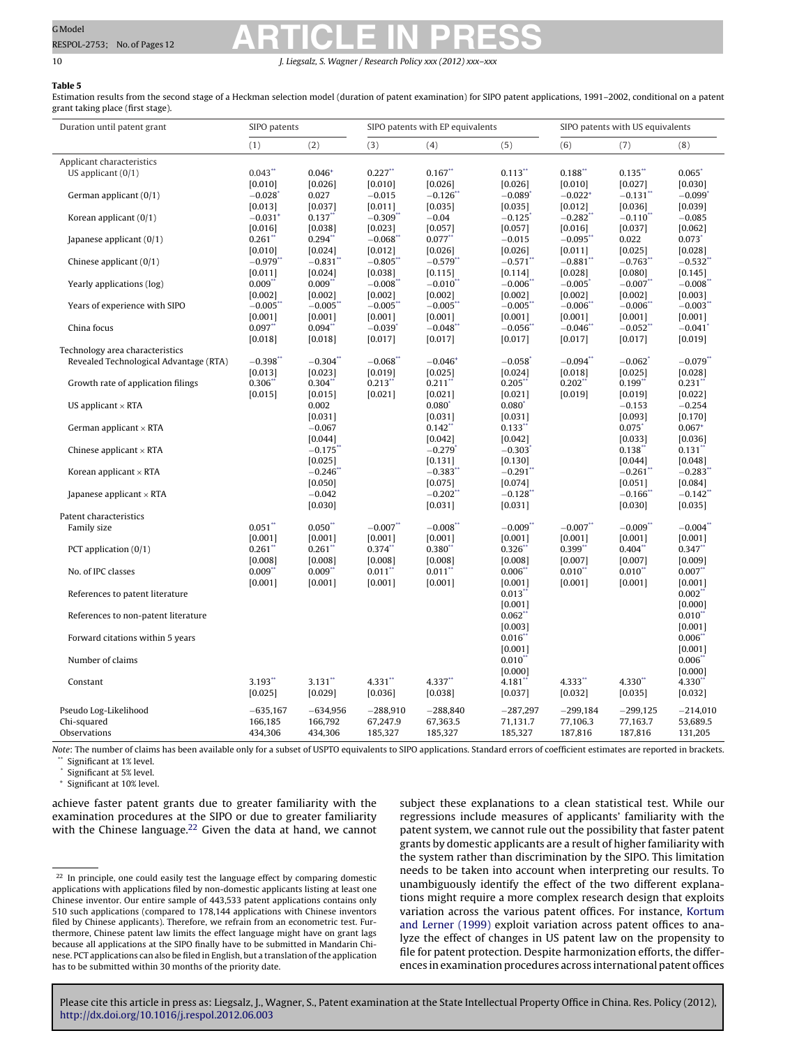**Table 5**

Estimation results from the second stage of a Heckman selection model (duration of patent examination) for SIPO patent applications, 1991–2002, conditional on a patent grant taking place (first stage).

| Duration until patent grant | SIPO patents | | SIPO patents with EP equivalents | | | SIPO patents with US equivalents | | |
|---|---|---|---|---|---|---|---|---|
| | (1) | (2) | (3) | (4) | (5) | (6) | (7) | (8) |
| Applicant characteristics | | | | | | | | |
| US applicant (0/1) | 0.043** | 0.046+ | 0.227** | 0.167** | 0.113** | 0.188** | 0.135** | 0.065* |
| | [0.010] | [0.026] | [0.010] | [0.026] | [0.026] | [0.010] | [0.027] | [0.030] |
| German applicant (0/1) | −0.028* | 0.027 | −0.015 | −0.126** | −0.089* | −0.022* | −0.131** | −0.099* |
| | [0.013] | [0.037] | [0.011] | [0.035] | [0.035] | [0.012] | [0.036] | [0.039] |
| Korean applicant (0/1) | −0.031* | 0.137** | −0.309** | −0.04 | −0.125* | −0.282** | −0.110** | −0.085 |
| | [0.016] | [0.038] | [0.023] | [0.057] | [0.057] | [0.016] | [0.037] | [0.062] |
| Japanese applicant (0/1) | 0.261** | 0.294** | −0.068** | 0.077** | −0.015 | −0.095** | 0.022 | 0.073* |
| | [0.010] | [0.024] | [0.012] | [0.026] | [0.026] | [0.011] | [0.025] | [0.028] |
| Chinese applicant (0/1) | −0.979** | −0.831** | −0.805** | −0.579** | −0.571** | −0.881** | −0.763** | −0.532** |
| | [0.011] | [0.024] | [0.038] | [0.115] | [0.114] | [0.028] | [0.080] | [0.145] |
| Yearly applications (log) | 0.009** | 0.009** | −0.008** | −0.010** | −0.006** | −0.005* | −0.007** | −0.008** |
| | [0.002] | [0.002] | [0.002] | [0.002] | [0.002] | [0.002] | [0.002] | [0.003] |
| Years of experience with SIPO | −0.005** | −0.005** | −0.005** | −0.005** | −0.005** | −0.006** | −0.006** | −0.003** |
| | [0.001] | [0.001] | [0.001] | [0.001] | [0.001] | [0.001] | [0.001] | [0.001] |
| China focus | 0.097** | 0.094** | −0.039* | −0.048** | −0.056** | −0.046** | −0.052** | −0.041* |
| | [0.018] | [0.018] | [0.017] | [0.017] | [0.017] | [0.017] | [0.017] | [0.019] |
| Technology area characteristics | | | | | | | | |
| Revealed Technological Advantage (RTA) | −0.398** | −0.304** | −0.068** | −0.046+ | −0.058* | −0.094** | −0.062* | −0.079** |
| | [0.013] | [0.023] | [0.019] | [0.025] | [0.024] | [0.018] | [0.025] | [0.028] |
| Growth rate of application filings | 0.306** | 0.304** | 0.213** | 0.211** | 0.205** | 0.202** | 0.199** | 0.231** |
| | [0.015] | [0.015] | [0.021] | [0.021] | [0.021] | [0.019] | [0.019] | [0.022] |
| US applicant × RTA | | 0.002 | | 0.080* | 0.080* | | −0.153 | −0.254 |
| | | [0.031] | | [0.031] | [0.031] | | [0.093] | [0.170] |
| German applicant × RTA | | −0.067 | | 0.142** | 0.133** | | 0.075* | 0.067+ |
| | | [0.044] | | [0.042] | [0.042] | | [0.033] | [0.036] |
| Chinese applicant × RTA | | −0.175** | | −0.279* | −0.303* | | 0.138** | 0.131** |
| | | [0.025] | | [0.131] | [0.130] | | [0.044] | [0.048] |
| Korean applicant × RTA | | −0.246** | | −0.383** | −0.291** | | −0.261** | −0.283** |
| | | [0.050] | | [0.075] | [0.074] | | [0.051] | [0.084] |
| Japanese applicant × RTA | | −0.042 | | −0.202** | −0.128** | | −0.166** | −0.142** |
| | | [0.030] | | [0.031] | [0.031] | | [0.030] | [0.035] |
| Patent characteristics | | | | | | | | |
| Family size | 0.051** | 0.050** | −0.007** | −0.008** | −0.009** | −0.007** | −0.009** | −0.004** |
| | [0.001] | [0.001] | [0.001] | [0.001] | [0.001] | [0.001] | [0.001] | [0.001] |
| PCT application (0/1) | 0.261** | 0.261** | 0.374** | 0.380** | 0.326** | 0.399** | 0.404** | 0.347** |
| | [0.008] | [0.008] | [0.008] | [0.008] | [0.008] | [0.007] | [0.007] | [0.009] |
| No. of IPC classes | 0.009** | 0.009** | 0.011** | 0.011** | 0.006** | 0.010** | 0.010** | 0.007** |
| | [0.001] | [0.001] | [0.001] | [0.001] | [0.001] | [0.001] | [0.001] | [0.001] |
| References to patent literature | | | | | 0.013** | | | 0.002** |
| | | | | | [0.001] | | | [0.000] |
| References to non-patent literature | | | | | 0.062** | | | 0.010** |
| | | | | | [0.003] | | | [0.001] |
| Forward citations within 5 years | | | | | 0.016** | | | 0.006** |
| | | | | | [0.001] | | | [0.001] |
| Number of claims | | | | | 0.010** | | | 0.006** |
| | | | | | [0.000] | | | [0.000] |
| Constant | 3.193** | 3.131** | 4.331** | 4.337** | 4.181** | 4.333** | 4.330** | 4.330** |
| | [0.025] | [0.029] | [0.036] | [0.038] | [0.037] | [0.032] | [0.035] | [0.032] |
| Pseudo Log-Likelihood | −635,167 | −634,956 | −288,910 | −288,840 | −287,297 | −299,184 | −299,125 | −214,010 |
| Chi-squared | 166,185 | 166,792 | 67,247.9 | 67,363.5 | 71,131.7 | 77,106.3 | 77,163.7 | 53,689.5 |
| Observations | 434,306 | 434,306 | 185,327 | 185,327 | 185,327 | 187,816 | 187,816 | 131,205 |

*Note*: The number of claims has been available only for a subset of USPTO equivalents to SIPO applications. Standard errors of coefficient estimates are reported in brackets.

** Significant at 1% level.

* Significant at 5% level.

+ Significant at 10% level.

achieve faster patent grants due to greater familiarity with the examination procedures at the SIPO or due to greater familiarity with the Chinese language.[22] Given the data at hand, we cannot subject these explanations to a clean statistical test. While our regressions include measures of applicants' familiarity with the patent system, we cannot rule out the possibility that faster patent grants by domestic applicants are a result of higher familiarity with the system rather than discrimination by the SIPO. This limitation needs to be taken into account when interpreting our results. To unambiguously identify the effect of the two different explanations might require a more complex research design that exploits variation across the various patent offices. For instance, Kortum and Lerner (1999) exploit variation across patent offices to analyze the effect of changes in US patent law on the propensity to file for patent protection. Despite harmonization efforts, the differences in examination procedures across international patent offices

[22] In principle, one could easily test the language effect by comparing domestic applications with applications filed by non-domestic applicants listing at least one Chinese inventor. Our entire sample of 443,533 patent applications contains only 510 such applications (compared to 178,144 applications with Chinese inventors filed by Chinese applicants). Therefore, we refrain from an econometric test. Furthermore, Chinese patent law limits the effect language might have on grant lags because all applications at the SIPO finally have to be submitted in Mandarin Chinese. PCT applications can also be filed in English, but a translation of the application has to be submitted within 30 months of the priority date.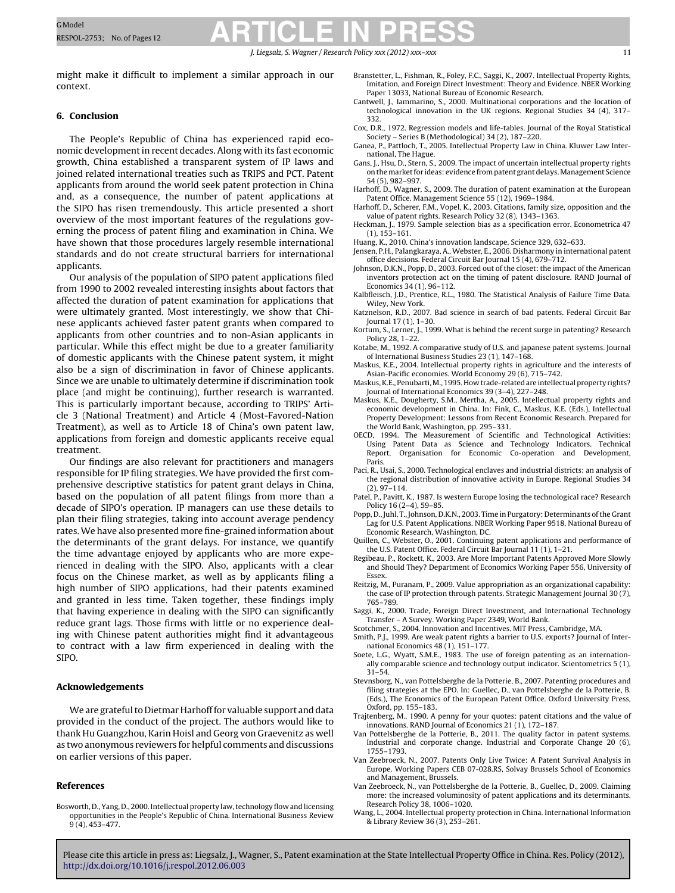might make it difficult to implement a similar approach in our context.

## 6. Conclusion

The People's Republic of China has experienced rapid economic development in recent decades. Along with its fast economic growth, China established a transparent system of IP laws and joined related international treaties such as TRIPS and PCT. Patent applicants from around the world seek patent protection in China and, as a consequence, the number of patent applications at the SIPO has risen tremendously. This article presented a short overview of the most important features of the regulations governing the process of patent filing and examination in China. We have shown that those procedures largely resemble international standards and do not create structural barriers for international applicants.

Our analysis of the population of SIPO patent applications filed from 1990 to 2002 revealed interesting insights about factors that affected the duration of patent examination for applications that were ultimately granted. Most interestingly, we show that Chinese applicants achieved faster patent grants when compared to applicants from other countries and to non-Asian applicants in particular. While this effect might be due to a greater familiarity of domestic applicants with the Chinese patent system, it might also be a sign of discrimination in favor of Chinese applicants. Since we are unable to ultimately determine if discrimination took place (and might be continuing), further research is warranted. This is particularly important because, according to TRIPS' Article 3 (National Treatment) and Article 4 (Most-Favored-Nation Treatment), as well as to Article 18 of China's own patent law, applications from foreign and domestic applicants receive equal treatment.

Our findings are also relevant for practitioners and managers responsible for IP filing strategies. We have provided the first comprehensive descriptive statistics for patent grant delays in China, based on the population of all patent filings from more than a decade of SIPO's operation. IP managers can use these details to plan their filing strategies, taking into account average pendency rates. We have also presented more fine-grained information about the determinants of the grant delays. For instance, we quantify the time advantage enjoyed by applicants who are more experienced in dealing with the SIPO. Also, applicants with a clear focus on the Chinese market, as well as by applicants filing a high number of SIPO applications, had their patents examined and granted in less time. Taken together, these findings imply that having experience in dealing with the SIPO can significantly reduce grant lags. Those firms with little or no experience dealing with Chinese patent authorities might find it advantageous to contract with a law firm experienced in dealing with the SIPO.

## Acknowledgements

We are grateful to Dietmar Harhoff for valuable support and data provided in the conduct of the project. The authors would like to thank Hu Guangzhou, Karin Hoisl and Georg von Graevenitz as well as two anonymous reviewers for helpful comments and discussions on earlier versions of this paper.

## References

Bosworth, D., Yang, D., 2000. Intellectual property law, technology flow and licensing opportunities in the People's Republic of China. International Business Review 9 (4), 453–477.

Branstetter, L., Fishman, R., Foley, F.C., Saggi, K., 2007. Intellectual Property Rights, Imitation, and Foreign Direct Investment: Theory and Evidence. NBER Working Paper 13033, National Bureau of Economic Research.

Cantwell, J., Iammarino, S., 2000. Multinational corporations and the location of technological innovation in the UK regions. Regional Studies 34 (4), 317–332.

Cox, D.R., 1972. Regression models and life-tables. Journal of the Royal Statistical Society – Series B (Methodological) 34 (2), 187–220.

Ganea, P., Pattloch, T., 2005. Intellectual Property Law in China. Kluwer Law International, The Hague.

Gans, J., Hsu, D., Stern, S., 2009. The impact of uncertain intellectual property rights on the market for ideas: evidence from patent grant delays. Management Science 54 (5), 982–997.

Harhoff, D., Wagner, S., 2009. The duration of patent examination at the European Patent Office. Management Science 55 (12), 1969–1984.

Harhoff, D., Scherer, F.M., Vopel, K., 2003. Citations, family size, opposition and the value of patent rights. Research Policy 32 (8), 1343–1363.

Heckman, J., 1979. Sample selection bias as a specification error. Econometrica 47 (1), 153–161.

Huang, K., 2010. China's innovation landscape. Science 329, 632–633.

Jensen, P.H., Palangkaraya, A., Webster, E., 2006. Disharmony in international patent office decisions. Federal Circuit Bar Journal 15 (4), 679–712.

Johnson, D.K.N., Popp, D., 2003. Forced out of the closet: the impact of the American inventors protection act on the timing of patent disclosure. RAND Journal of Economics 34 (1), 96–112.

Kalbfleisch, J.D., Prentice, R.L., 1980. The Statistical Analysis of Failure Time Data. Wiley, New York.

Katznelson, R.D., 2007. Bad science in search of bad patents. Federal Circuit Bar Journal 17 (1), 1–30.

Kortum, S., Lerner, J., 1999. What is behind the recent surge in patenting? Research Policy 28, 1–22.

Kotabe, M., 1992. A comparative study of U.S. and japanese patent systems. Journal of International Business Studies 23 (1), 147–168.

Maskus, K.E., 2004. Intellectual property rights in agriculture and the interests of Asian-Pacific economies. World Economy 29 (6), 715–742.

Maskus, K.E., Penubarti, M., 1995. How trade-related are intellectual property rights? Journal of International Economics 39 (3–4), 227–248.

Maskus, K.E., Dougherty, S.M., Mertha, A., 2005. Intellectual property rights and economic development in China. In: Fink, C., Maskus, K.E. (Eds.), Intellectual Property Development: Lessons from Recent Economic Research. Prepared for the World Bank, Washington, pp. 295–331.

OECD, 1994. The Measurement of Scientific and Technological Activities: Using Patent Data as Science and Technology Indicators. Technical Report, Organisation for Economic Co-operation and Development, Paris.

Paci, R., Usai, S., 2000. Technological enclaves and industrial districts: an analysis of the regional distribution of innovative activity in Europe. Regional Studies 34 (2), 97–114.

Patel, P., Pavitt, K., 1987. Is western Europe losing the technological race? Research Policy 16 (2–4), 59–85.

Popp, D., Juhl, T., Johnson, D.K.N., 2003. Time in Purgatory: Determinants of the Grant Lag for U.S. Patent Applications. NBER Working Paper 9518, National Bureau of Economic Research, Washington, DC.

Quillen, C., Webster, O., 2001. Continuing patent applications and performance of the U.S. Patent Office. Federal Circuit Bar Journal 11 (1), 1–21.

Regibeau, P., Rockett, K., 2003. Are More Important Patents Approved More Slowly and Should They? Department of Economics Working Paper 556, University of Essex.

Reitzig, M., Puranam, P., 2009. Value appropriation as an organizational capability: the case of IP protection through patents. Strategic Management Journal 30 (7), 765–789.

Saggi, K., 2000. Trade, Foreign Direct Investment, and International Technology Transfer – A Survey. Working Paper 2349, World Bank.

Scotchmer, S., 2004. Innovation and Incentives. MIT Press, Cambridge, MA.

Smith, P.J., 1999. Are weak patent rights a barrier to U.S. exports? Journal of International Economics 48 (1), 151–177.

Soete, L.G., Wyatt, S.M.E., 1983. The use of foreign patenting as an internationally comparable science and technology output indicator. Scientometrics 5 (1), 31–54.

Stevnsborg, N., van Pottelsberghe de la Potterie, B., 2007. Patenting procedures and filing strategies at the EPO. In: Guellec, D., van Pottelsberghe de la Potterie, B. (Eds.), The Economics of the European Patent Office. Oxford University Press, Oxford, pp. 155–183.

Trajtenberg, M., 1990. A penny for your quotes: patent citations and the value of innovations. RAND Journal of Economics 21 (1), 172–187.

Van Pottelsberghe de la Potterie, B., 2011. The quality factor in patent systems. Industrial and corporate change. Industrial and Corporate Change 20 (6), 1755–1793.

Van Zeebroeck, N., 2007. Patents Only Live Twice: A Patent Survival Analysis in Europe. Working Papers CEB 07-028.RS, Solvay Brussels School of Economics and Management, Brussels.

Van Zeebroeck, N., van Pottelsberghe de la Potterie, B., Guellec, D., 2009. Claiming more: the increased voluminosity of patent applications and its determinants. Research Policy 38, 1006–1020.

Wang, L., 2004. Intellectual property protection in China. International Information & Library Review 36 (3), 253–261.

Please cite this article in press as: Liegsalz, J., Wagner, S., Patent examination at the State Intellectual Property Office in China. Res. Policy (2012), http://dx.doi.org/10.1016/j.respol.2012.06.003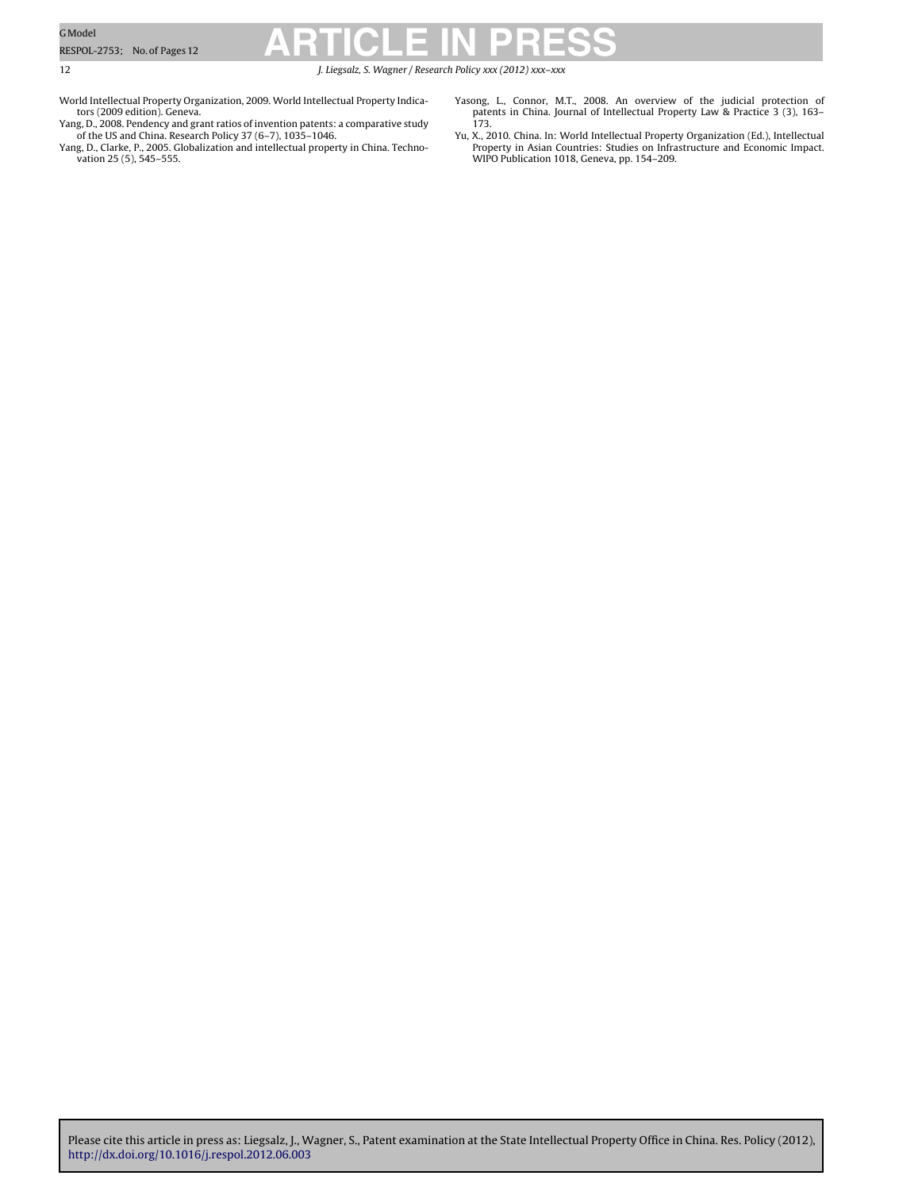World Intellectual Property Organization, 2009. World Intellectual Property Indicators (2009 edition). Geneva.

Yang, D., 2008. Pendency and grant ratios of invention patents: a comparative study of the US and China. Research Policy 37 (6–7), 1035–1046.

Yang, D., Clarke, P., 2005. Globalization and intellectual property in China. Technovation 25 (5), 545–555.

Yasong, L., Connor, M.T., 2008. An overview of the judicial protection of patents in China. Journal of Intellectual Property Law & Practice 3 (3), 163–173.

Yu, X., 2010. China. In: World Intellectual Property Organization (Ed.), Intellectual Property in Asian Countries: Studies on Infrastructure and Economic Impact. WIPO Publication 1018, Geneva, pp. 154–209.